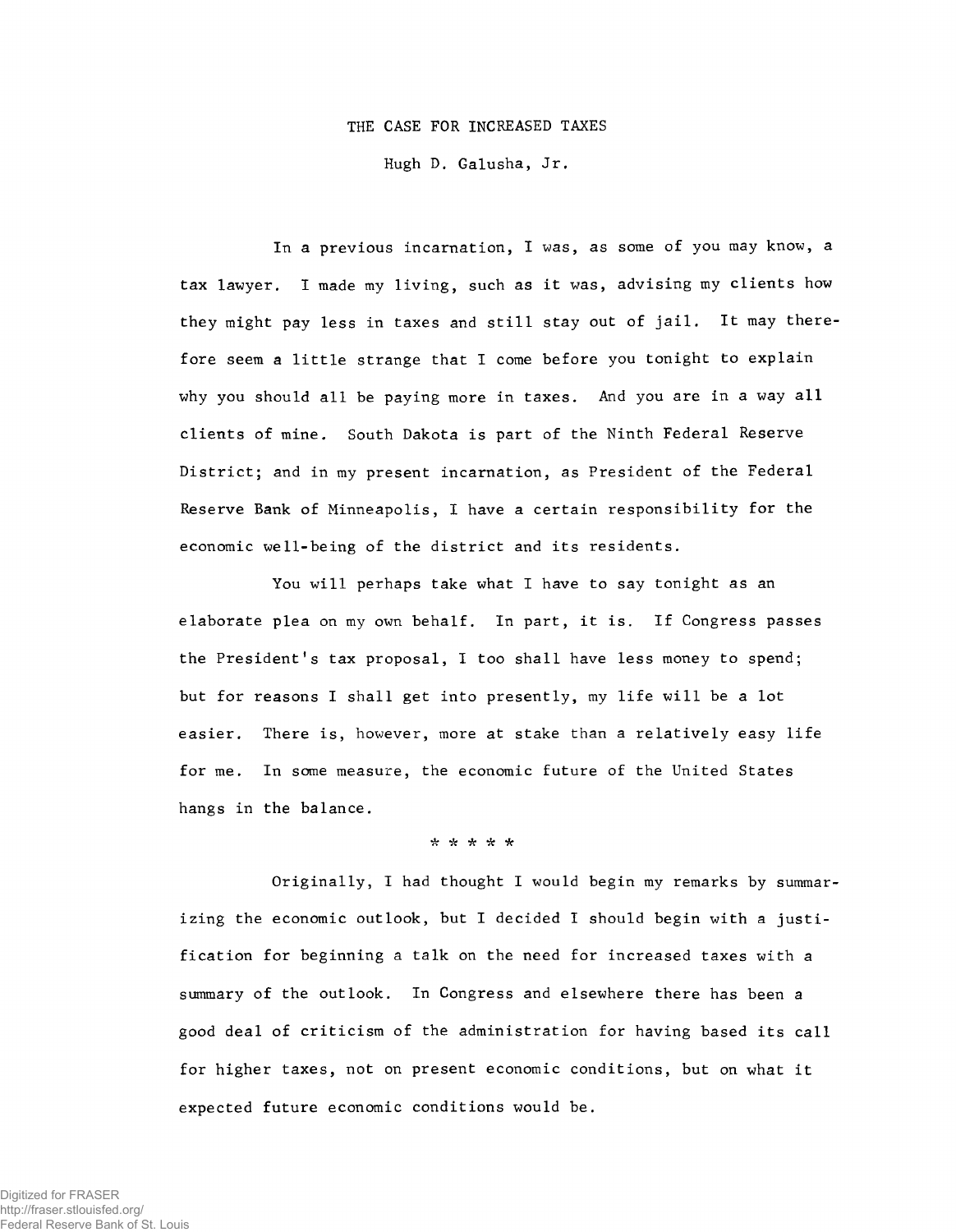# THE CASE FOR INCREASED TAXES

Hugh D. Galusha, Jr.

In a previous incarnation, I was, as some of you may know, a tax lawyer. I made my living, such as it was, advising my clients how they might pay less in taxes and still stay out of jail. It may therefore seem a little strange that I come before you tonight to explain why you should all be paying more in taxes. And you are in a way all clients of mine. South Dakota is part of the Ninth Federal Reserve District; and in my present incarnation, as President of the Federal Reserve Bank of Minneapolis, I have a certain responsibility for the economic well-being of the district and its residents.

You will perhaps take what I have to say tonight as an elaborate plea on my own behalf. In part, it is. If Congress passes the President's tax proposal, I too shall have less money to spend; but for reasons I shall get into presently, my life will be a lot easier. There is, however, more at stake than a relatively easy life for me. In some measure, the economic future of the United States hangs in the balance.

\* \* \* \* \*

Originally, I had thought I would begin my remarks by summarizing the economic outlook, but I decided I should begin with a justification for beginning a talk on the need for increased taxes with a summary of the outlook. In Congress and elsewhere there has been a good deal of criticism of the administration for having based its call for higher taxes, not on present economic conditions, but on what it expected future economic conditions would be.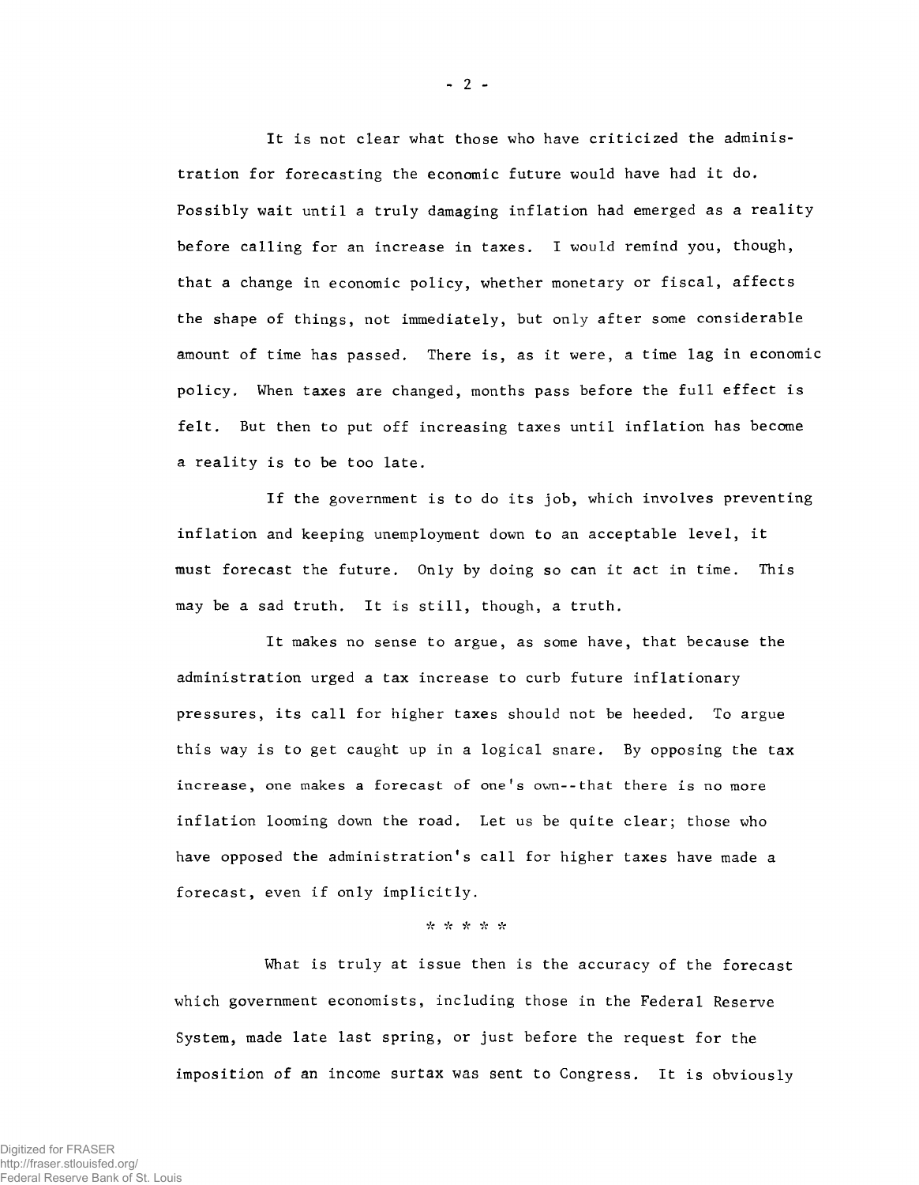It is not clear what those who have criticized the administration for forecasting the economic future would have had it do. Possibly wait until a truly damaging inflation had emerged as a reality before calling for an increase in taxes. I would remind you, though, that a change in economic policy, whether monetary or fiscal, affects the shape of things, not immediately, but only after some considerable amount of time has passed. There is, as it were, a time lag in economic policy. When taxes are changed, months pass before the full effect is felt. But then to put off increasing taxes until inflation has become a reality is to be too late.

If the government is to do its job, which involves preventing inflation and keeping unemployment down to an acceptable level, it must forecast the future. Only by doing so can it act in time. This may be a sad truth. It is still, though, a truth.

It makes no sense to argue, as some have, that because the administration urged a tax increase to curb future inflationary pressures, its call for higher taxes should not be heeded. To argue this way is to get caught up in a logical snare. By opposing the tax increase, one makes a forecast of one's own--that there is no more inflation looming down the road. Let us be quite clear; those who have opposed the administration's call for higher taxes have made a forecast, even if only implicitly.

* * * * *

What is truly at issue then is the accuracy of the forecast which government economists, including those in the Federal Reserve System, made late last spring, or just before the request for the imposition of an income surtax was sent to Congress. It is obviously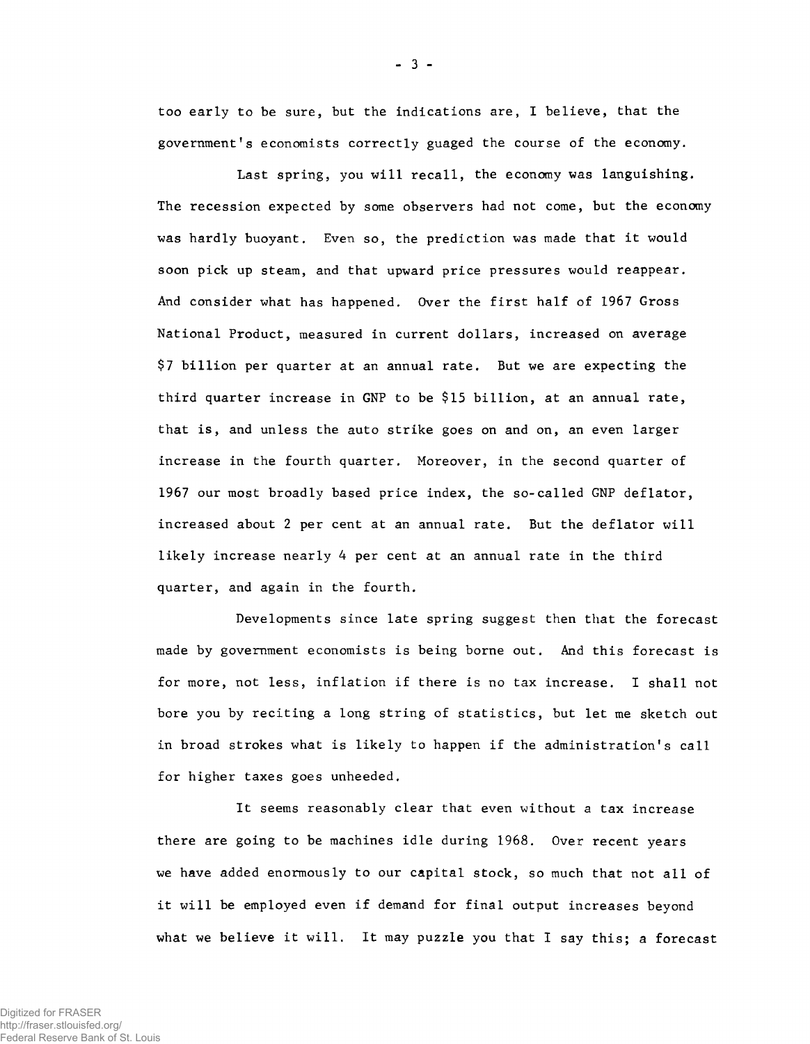too early to be sure, but the indications are, I believe, that the government's economists correctly guaged the course of the economy.

Last spring, you will recall, the economy was languishing. The recession expected by some observers had not come, but the economy was hardly buoyant. Even so, the prediction was made that it would soon pick up steam, and that upward price pressures would reappear. And consider what has happened. Over the first half of 1967 Gross National Product, measured in current dollars, increased on average $7 billion per quarter at an annual rate. But we are expecting the third quarter increase in GNP to be $15 billion, at an annual rate, that is, and unless the auto strike goes on and on, an even larger increase in the fourth quarter. Moreover, in the second quarter of 1967 our most broadly based price index, the so-called GNP deflator, increased about 2 per cent at an annual rate. But the deflator will likely increase nearly 4 per cent at an annual rate in the third quarter, and again in the fourth.

Developments since late spring suggest then that the forecast made by government economists is being borne out. And this forecast is for more, not less, inflation if there is no tax increase. I shall not bore you by reciting a long string of statistics, but let me sketch out in broad strokes what is likely to happen if the administration's call for higher taxes goes unheeded.

It seems reasonably clear that even without a tax increase there are going to be machines idle during 1968. Over recent years we have added enormously to our capital stock, so much that not all of it will be employed even if demand for final output increases beyond what we believe it will. It may puzzle you that I say this; a forecast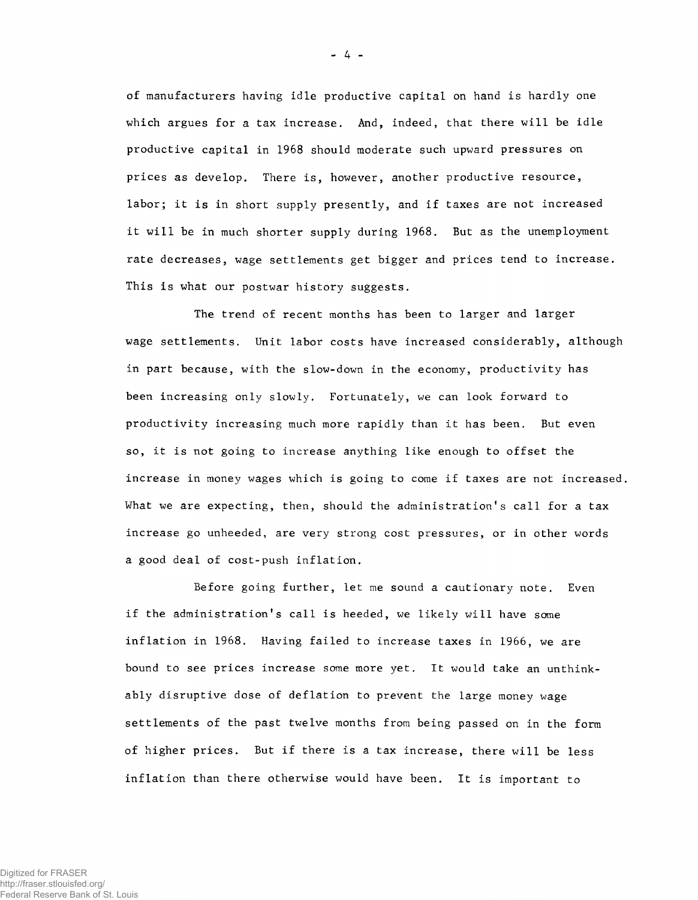of manufacturers having idle productive capital on hand is hardly one which argues for a tax increase. And, indeed, that there will be idle productive capital in 1968 should moderate such upward pressures on prices as develop. There is, however, another productive resource, labor; it is in short supply presently, and if taxes are not increased it will be in much shorter supply during 1968. But as the unemployment rate decreases, wage settlements get bigger and prices tend to increase. This is what our postwar history suggests.

The trend of recent months has been to larger and larger wage settlements. Unit labor costs have increased considerably, although in part because, with the slow-down in the economy, productivity has been increasing only slowly. Fortunately, we can look forward to productivity increasing much more rapidly than it has been. But even so, it is not going to increase anything like enough to offset the increase in money wages which is going to come if taxes are not increased. What we are expecting, then, should the administration's call for a tax increase go unheeded, are very strong cost pressures, or in other words a good deal of cost-push inflation.

Before going further, let me sound a cautionary note. Even if the administration's call is heeded, we likely will have some inflation in 1968. Having failed to increase taxes in 1966, we are bound to see prices increase some more yet. It would take an unthinkably disruptive dose of deflation to prevent the large money wage settlements of the past twelve months from being passed on in the form of higher prices. But if there is a tax increase, there will be less inflation than there otherwise would have been. It is important to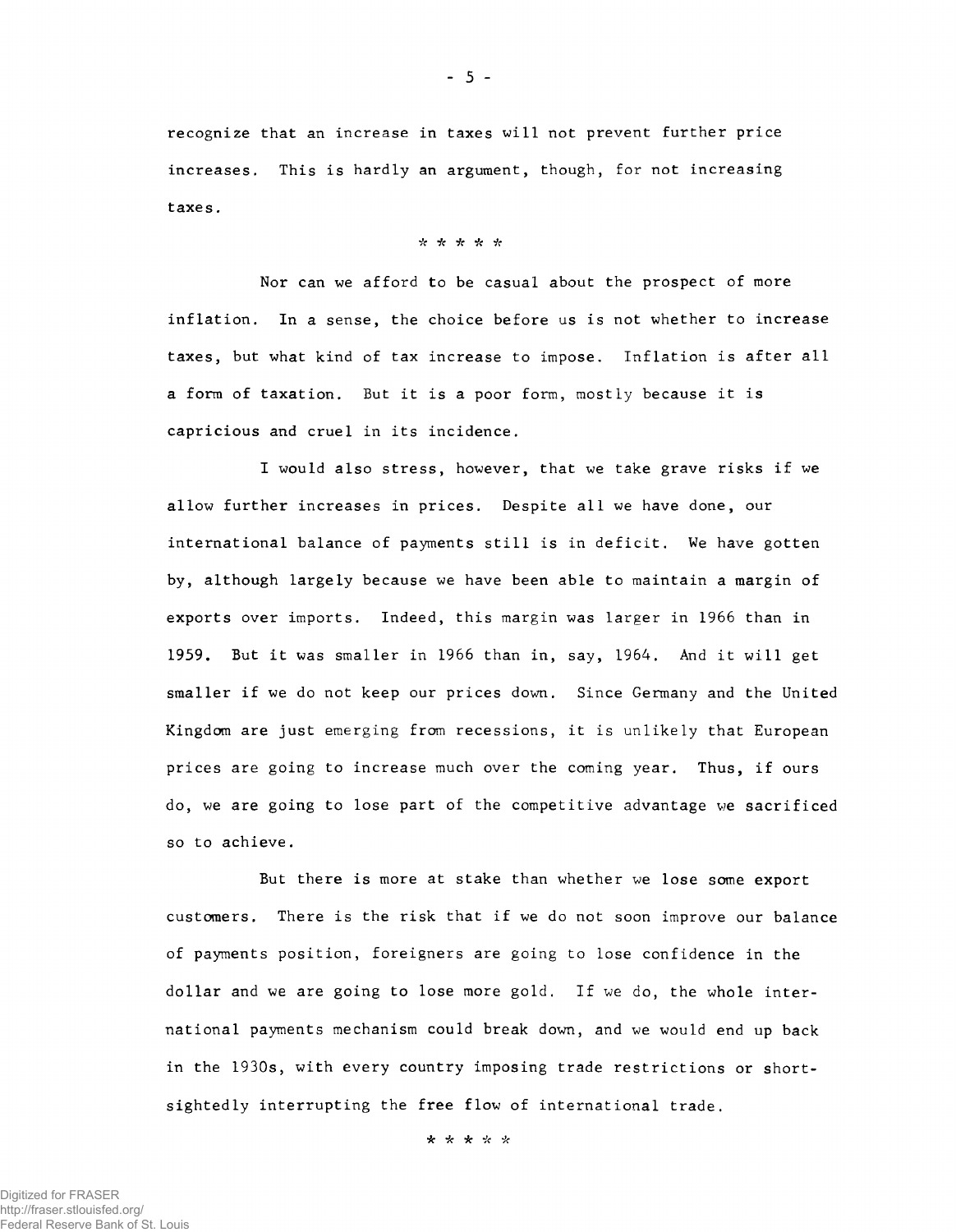recognize that an increase in taxes will not prevent further price increases. This is hardly an argument, though, for not increasing taxes.

\* \* \* \* \*

Nor can we afford to be casual about the prospect of more inflation. In a sense, the choice before us is not whether to increase taxes, but what kind of tax increase to impose. Inflation is after all a form of taxation. But it is a poor form, mostly because it is capricious and cruel in its incidence.

I would also stress, however, that we take grave risks if we allow further increases in prices. Despite all we have done, our international balance of payments still is in deficit. We have gotten by, although largely because we have been able to maintain a margin of exports over imports. Indeed, this margin was larger in 1966 than in 1959. But it was smaller in 1966 than in, say, 1964. And it will get smaller if we do not keep our prices down. Since Germany and the United Kingdom are just emerging from recessions, it is unlikely that European prices are going to increase much over the coming year. Thus, if ours do, we are going to lose part of the competitive advantage we sacrificed so to achieve.

But there is more at stake than whether we lose some export customers. There is the risk that if we do not soon improve our balance of payments position, foreigners are going to lose confidence in the dollar and we are going to lose more gold. If we do, the whole international payments mechanism could break down, and we would end up back in the 1930s, with every country imposing trade restrictions or short-sightedly interrupting the free flow of international trade.

\* \* \* \* \*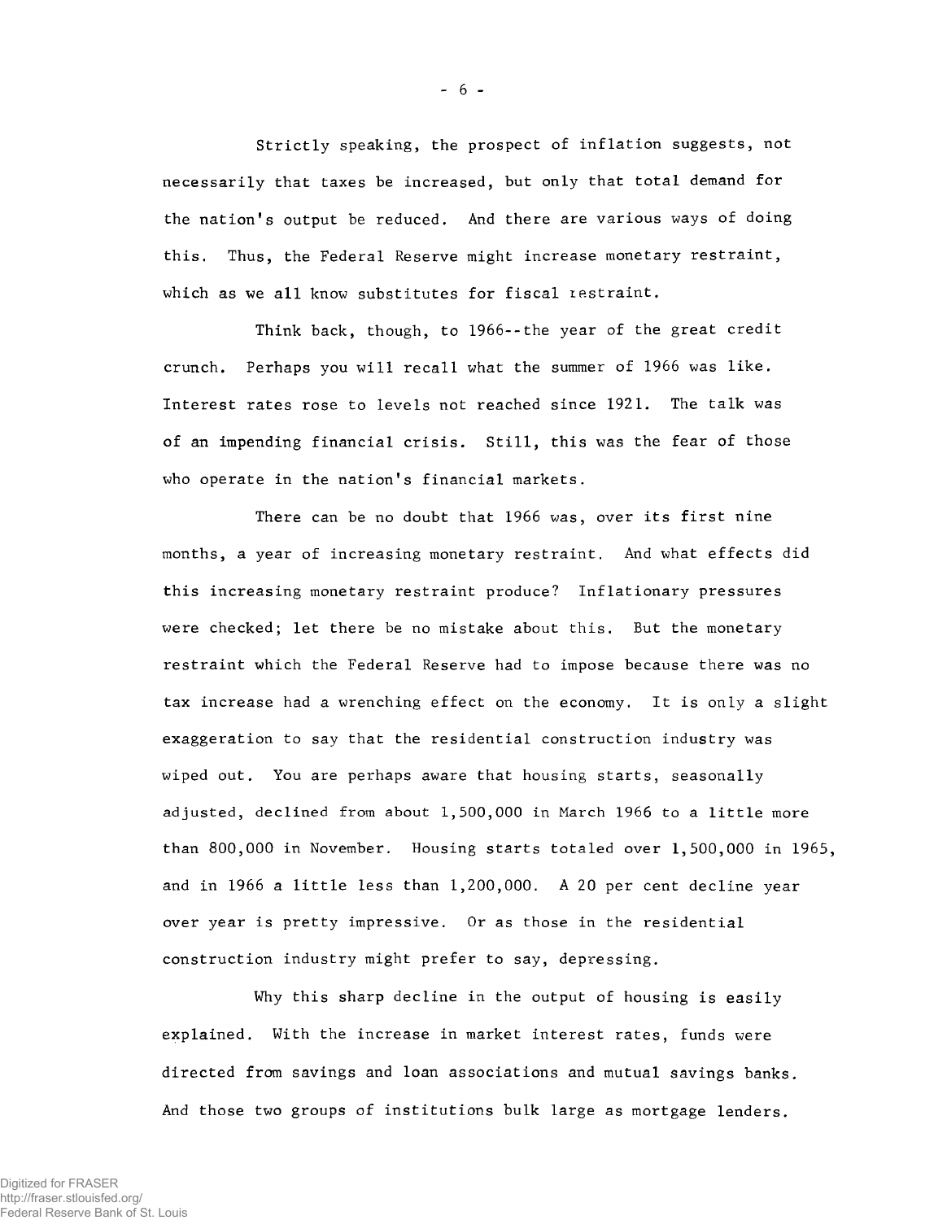Strictly speaking, the prospect of inflation suggests, not necessarily that taxes be increased, but only that total demand for the nation's output be reduced. And there are various ways of doing this. Thus, the Federal Reserve might increase monetary restraint, which as we all know substitutes for fiscal restraint.

Think back, though, to 1966--the year of the great credit crunch. Perhaps you will recall what the summer of 1966 was like. Interest rates rose to levels not reached since 1921. The talk was of an impending financial crisis. Still, this was the fear of those who operate in the nation's financial markets.

There can be no doubt that 1966 was, over its first nine months, a year of increasing monetary restraint. And what effects did this increasing monetary restraint produce? Inflationary pressures were checked; let there be no mistake about this. But the monetary restraint which the Federal Reserve had to impose because there was no tax increase had a wrenching effect on the economy. It is only a slight exaggeration to say that the residential construction industry was wiped out. You are perhaps aware that housing starts, seasonally adjusted, declined from about 1,500,000 in March 1966 to a little more than 800,000 in November. Housing starts totaled over 1,500,000 in 1965, and in 1966 a little less than 1,200,000. A 20 per cent decline year over year is pretty impressive. Or as those in the residential construction industry might prefer to say, depressing.

Why this sharp decline in the output of housing is easily explained. With the increase in market interest rates, funds were directed from savings and loan associations and mutual savings banks. And those two groups of institutions bulk large as mortgage lenders.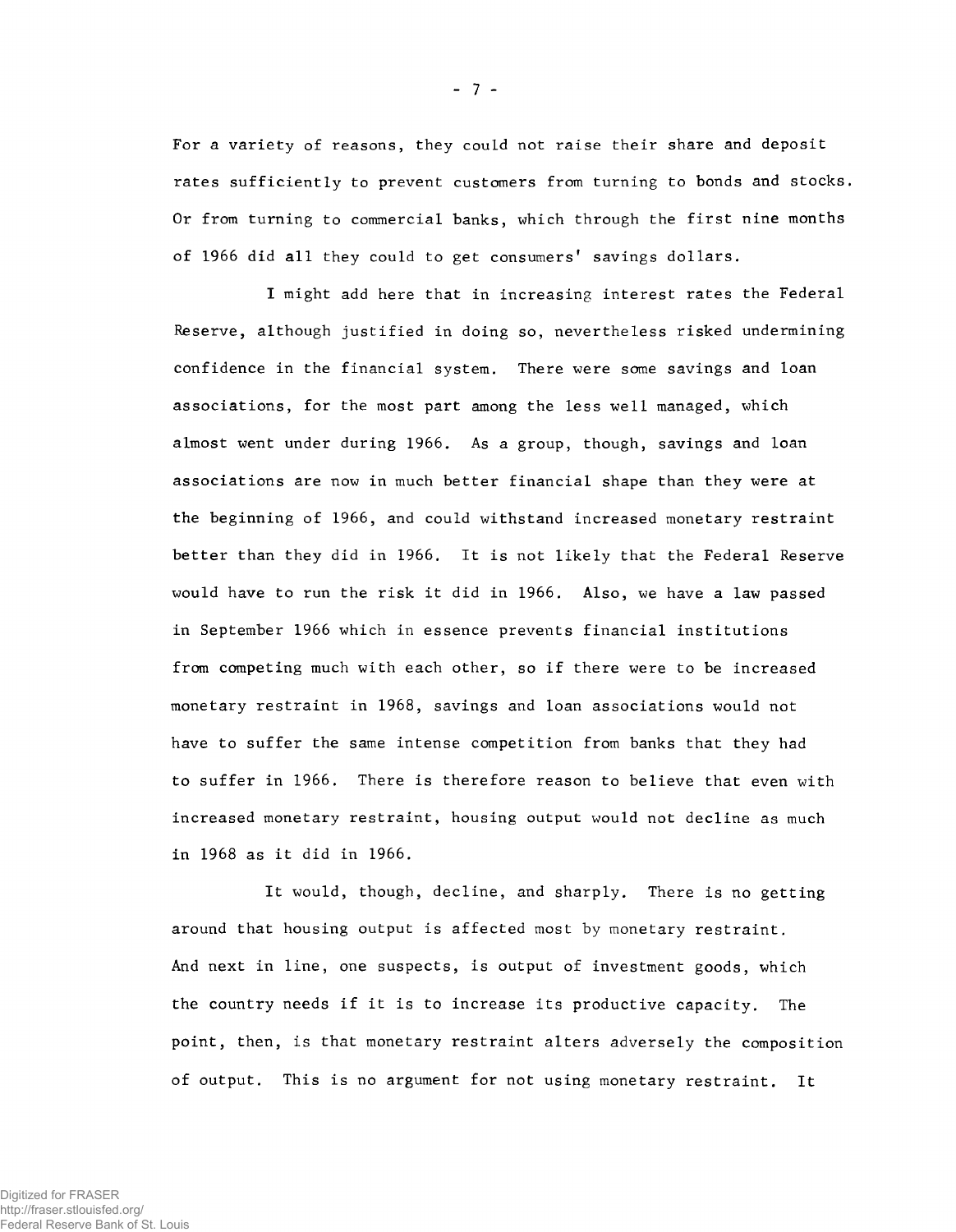For a variety of reasons, they could not raise their share and deposit rates sufficiently to prevent customers from turning to bonds and stocks. Or from turning to commercial banks, which through the first nine months of 1966 did all they could to get consumers' savings dollars.

I might add here that in increasing interest rates the Federal Reserve, although justified in doing so, nevertheless risked undermining confidence in the financial system. There were some savings and loan associations, for the most part among the less well managed, which almost went under during 1966. As a group, though, savings and loan associations are now in much better financial shape than they were at the beginning of 1966, and could withstand increased monetary restraint better than they did in 1966. It is not likely that the Federal Reserve would have to run the risk it did in 1966. Also, we have a law passed in September 1966 which in essence prevents financial institutions from competing much with each other, so if there were to be increased monetary restraint in 1968, savings and loan associations would not have to suffer the same intense competition from banks that they had to suffer in 1966. There is therefore reason to believe that even with increased monetary restraint, housing output would not decline as much in 1968 as it did in 1966.

It would, though, decline, and sharply. There is no getting around that housing output is affected most by monetary restraint. And next in line, one suspects, is output of investment goods, which the country needs if it is to increase its productive capacity. The point, then, is that monetary restraint alters adversely the composition of output. This is no argument for not using monetary restraint. It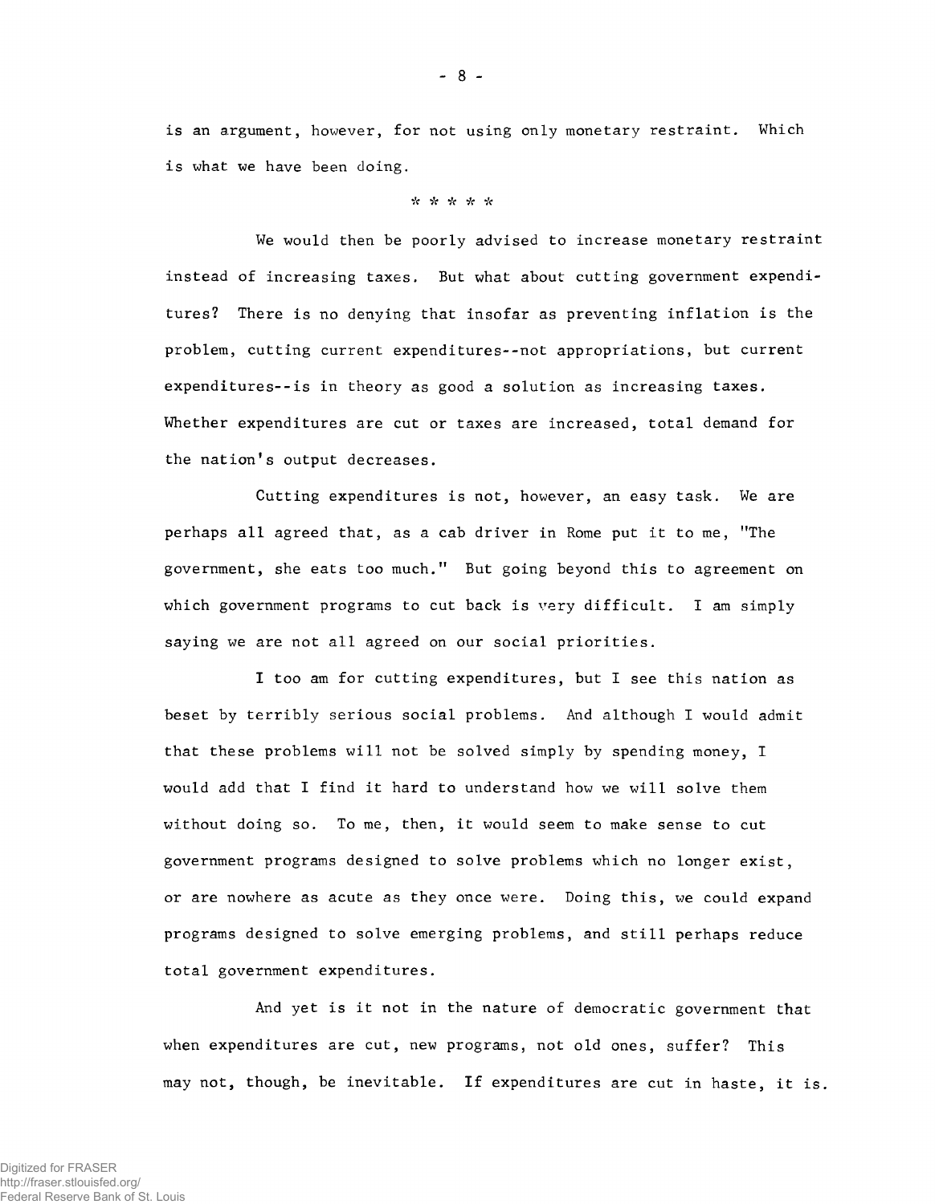is an argument, however, for not using only monetary restraint. Which is what we have been doing.

\* \* \* \* \*

We would then be poorly advised to increase monetary restraint instead of increasing taxes. But what about cutting government expenditures? There is no denying that insofar as preventing inflation is the problem, cutting current expenditures--not appropriations, but current expenditures--is in theory as good a solution as increasing taxes. Whether expenditures are cut or taxes are increased, total demand for the nation's output decreases.

Cutting expenditures is not, however, an easy task. We are perhaps all agreed that, as a cab driver in Rome put it to me, "The government, she eats too much." But going beyond this to agreement on which government programs to cut back is very difficult. I am simply saying we are not all agreed on our social priorities.

I too am for cutting expenditures, but I see this nation as beset by terribly serious social problems. And although I would admit that these problems will not be solved simply by spending money, I would add that I find it hard to understand how we will solve them without doing so. To me, then, it would seem to make sense to cut government programs designed to solve problems which no longer exist, or are nowhere as acute as they once were. Doing this, we could expand programs designed to solve emerging problems, and still perhaps reduce total government expenditures.

And yet is it not in the nature of democratic government that when expenditures are cut, new programs, not old ones, suffer? This may not, though, be inevitable. If expenditures are cut in haste, it is.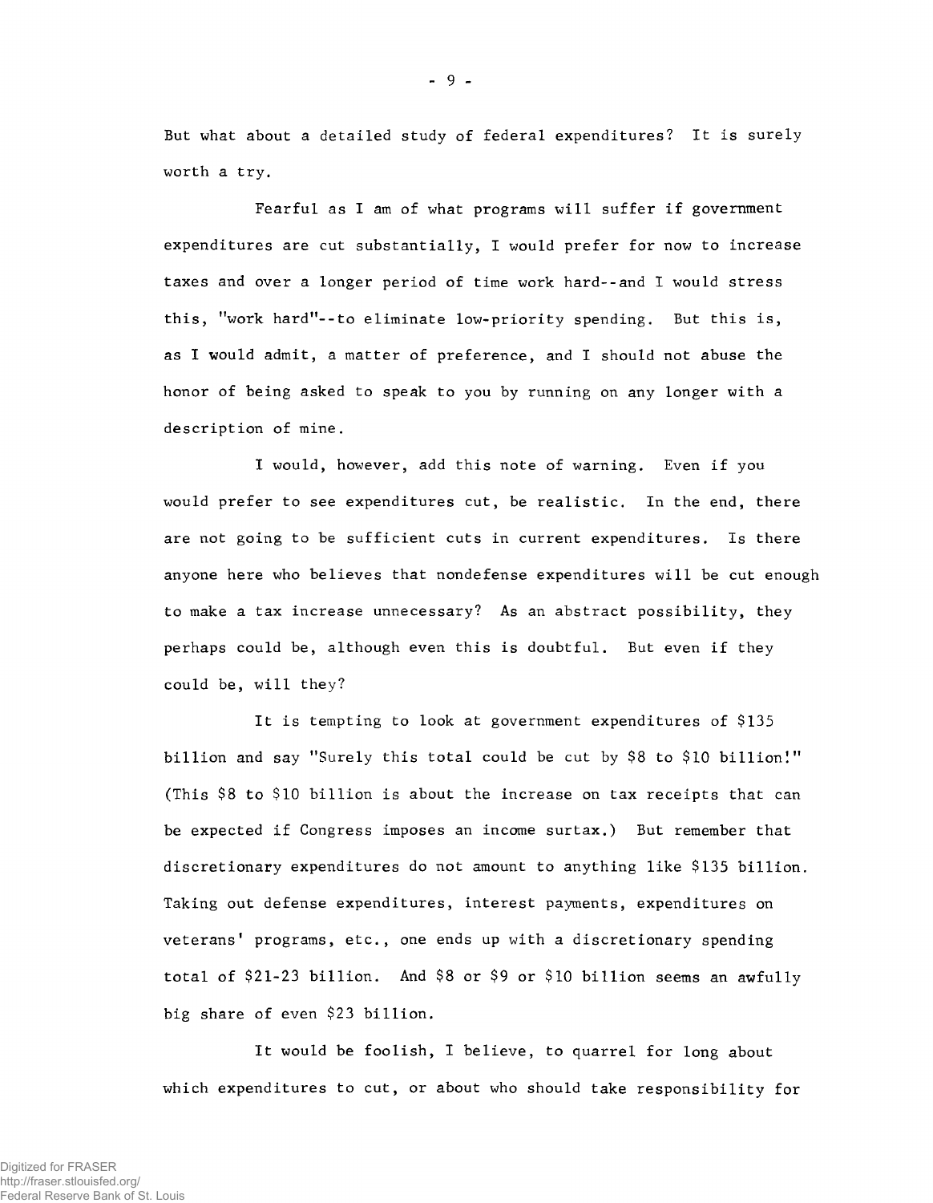But what about a detailed study of federal expenditures? It is surely worth a try.

Fearful as I am of what programs will suffer if government expenditures are cut substantially, I would prefer for now to increase taxes and over a longer period of time work hard--and I would stress this, "work hard"--to eliminate low-priority spending. But this is, as I would admit, a matter of preference, and I should not abuse the honor of being asked to speak to you by running on any longer with a description of mine.

I would, however, add this note of warning. Even if you would prefer to see expenditures cut, be realistic. In the end, there are not going to be sufficient cuts in current expenditures. Is there anyone here who believes that nondefense expenditures will be cut enough to make a tax increase unnecessary? As an abstract possibility, they perhaps could be, although even this is doubtful. But even if they could be, will they?

It is tempting to look at government expenditures of $135 billion and say "Surely this total could be cut by $8 to $10 billion!" (This $8 to $10 billion is about the increase on tax receipts that can be expected if Congress imposes an income surtax.) But remember that discretionary expenditures do not amount to anything like $135 billion. Taking out defense expenditures, interest payments, expenditures on veterans' programs, etc., one ends up with a discretionary spending total of $21-23 billion. And $8 or $9 or $10 billion seems an awfully big share of even $23 billion.

It would be foolish, I believe, to quarrel for long about which expenditures to cut, or about who should take responsibility for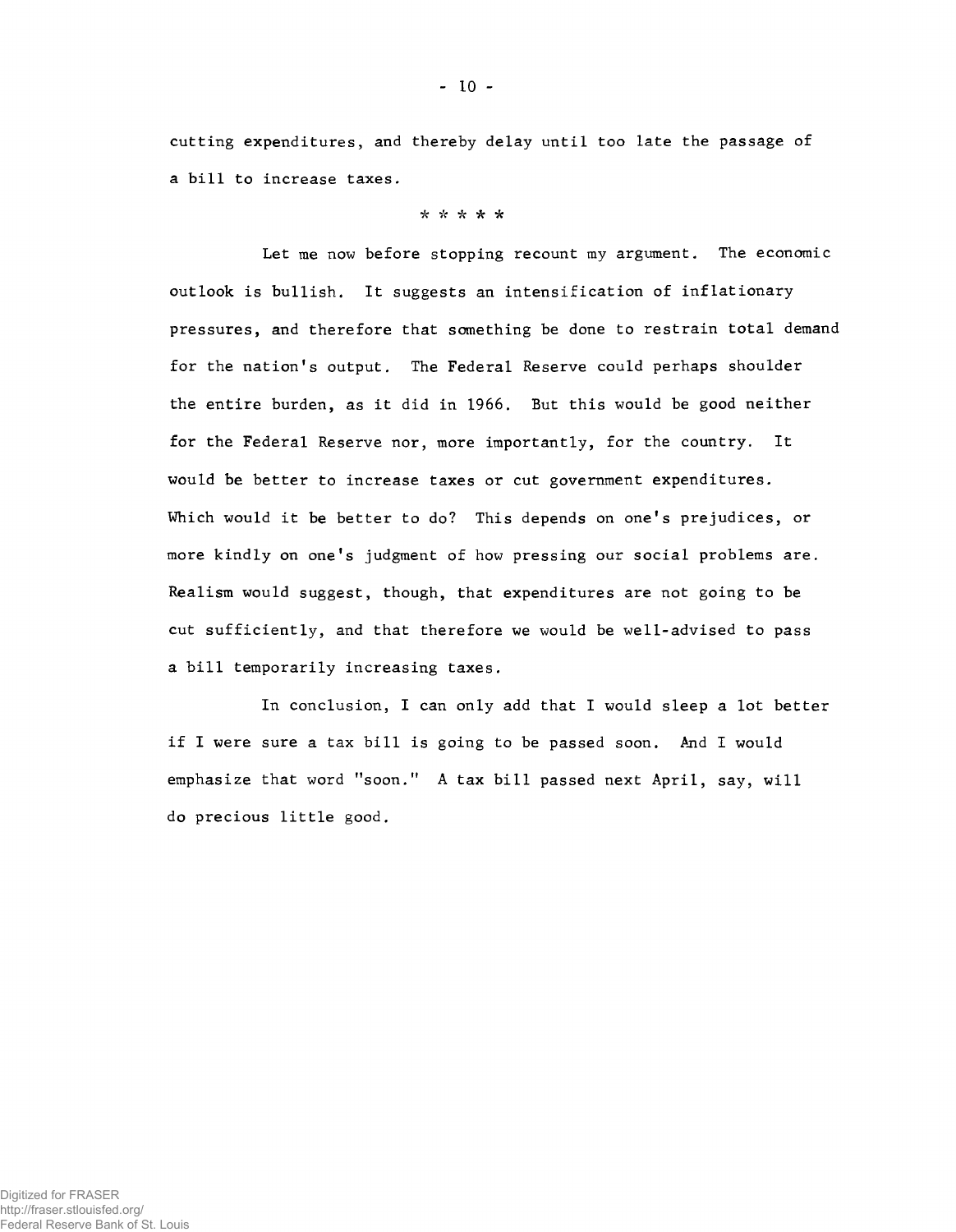cutting expenditures, and thereby delay until too late the passage of a bill to increase taxes.

* * * * *

Let me now before stopping recount my argument. The economic outlook is bullish. It suggests an intensification of inflationary pressures, and therefore that something be done to restrain total demand for the nation's output. The Federal Reserve could perhaps shoulder the entire burden, as it did in 1966. But this would be good neither for the Federal Reserve nor, more importantly, for the country. It would be better to increase taxes or cut government expenditures. Which would it be better to do? This depends on one's prejudices, or more kindly on one's judgment of how pressing our social problems are. Realism would suggest, though, that expenditures are not going to be cut sufficiently, and that therefore we would be well-advised to pass a bill temporarily increasing taxes.

In conclusion, I can only add that I would sleep a lot better if I were sure a tax bill is going to be passed soon. And I would emphasize that word "soon." A tax bill passed next April, say, will do precious little good.